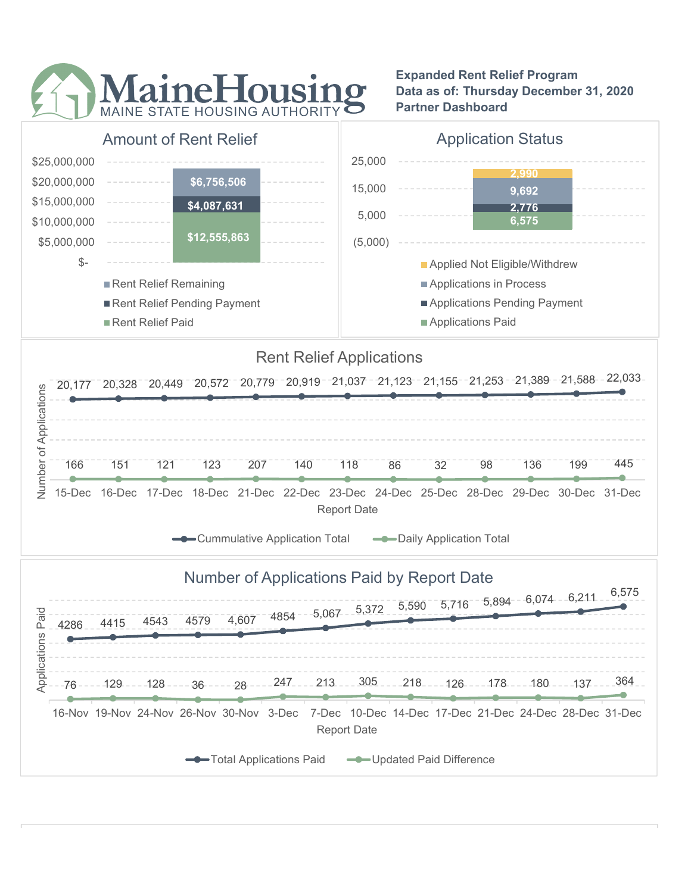# MaineHousing
MAINE STATE HOUSING AUTHORITY

**Expanded Rent Relief Program**
**Data as of: Thursday December 31, 2020**
**Partner Dashboard**

## Amount of Rent Relief

| Category | Amount |
|---|---|
| Rent Relief Remaining | $6,756,506 |
| Rent Relief Pending Payment | $4,087,631 |
| Rent Relief Paid | $12,555,863 |

## Application Status

| Category | Count |
|---|---|
| Applied Not Eligible/Withdrew | 2,990 |
| Applications in Process | 9,692 |
| Applications Pending Payment | 2,776 |
| Applications Paid | 6,575 |

## Rent Relief Applications

| Report Date | Cummulative Application Total | Daily Application Total |
|---|---|---|
| 15-Dec | 20,177 | 166 |
| 16-Dec | 20,328 | 151 |
| 17-Dec | 20,449 | 121 |
| 18-Dec | 20,572 | 123 |
| 21-Dec | 20,779 | 207 |
| 22-Dec | 20,919 | 140 |
| 23-Dec | 21,037 | 118 |
| 24-Dec | 21,123 | 86 |
| 25-Dec | 21,155 | 32 |
| 28-Dec | 21,253 | 98 |
| 29-Dec | 21,389 | 136 |
| 30-Dec | 21,588 | 199 |
| 31-Dec | 22,033 | 445 |

## Number of Applications Paid by Report Date

| Report Date | Total Applications Paid | Updated Paid Difference |
|---|---|---|
| 16-Nov | 4286 | 76 |
| 19-Nov | 4415 | 129 |
| 24-Nov | 4543 | 128 |
| 26-Nov | 4579 | 36 |
| 30-Nov | 4,607 | 28 |
| 3-Dec | 4854 | 247 |
| 7-Dec | 5,067 | 213 |
| 10-Dec | 5,372 | 305 |
| 14-Dec | 5,590 | 218 |
| 17-Dec | 5,716 | 126 |
| 21-Dec | 5,894 | 178 |
| 24-Dec | 6,074 | 180 |
| 28-Dec | 6,211 | 137 |
| 31-Dec | 6,575 | 364 |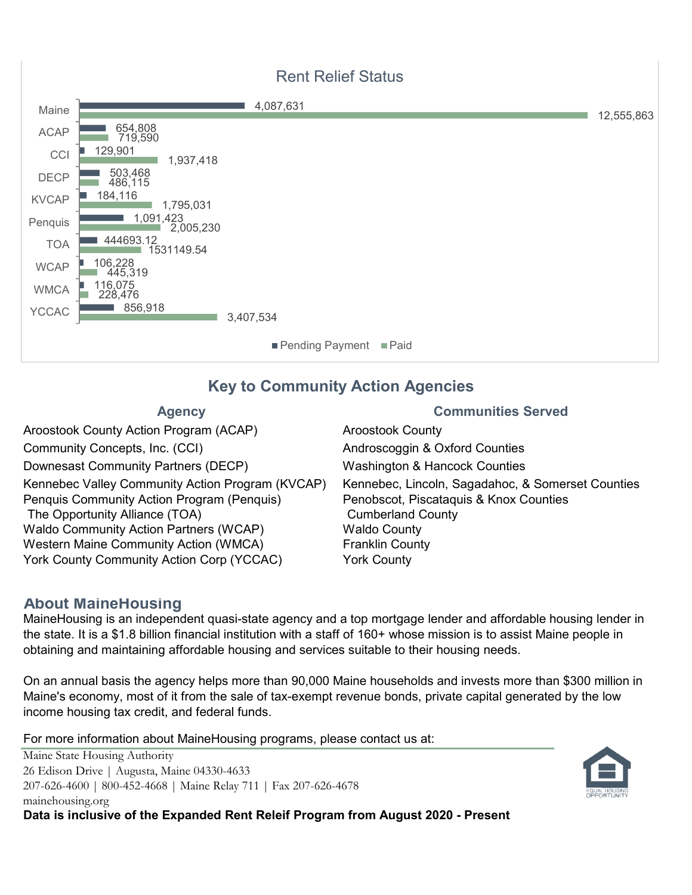Rent Relief Status

Maine 4,087,631 12,555,863
ACAP 654,808 719,590
CCI 129,901 1,937,418
DECP 503,468 486,115
KVCAP 184,116 1,795,031
Penquis 1,091,423 2,005,230
TOA 444693.12 1531149.54
WCAP 106,228 445,319
WMCA 116,075 228,476
YCCAC 856,918 3,407,534

Pending Payment   Paid

## Key to Community Action Agencies

| Agency | Communities Served |
|---|---|
| Aroostook County Action Program (ACAP) | Aroostook County |
| Community Concepts, Inc. (CCI) | Androscoggin & Oxford Counties |
| Downesast Community Partners (DECP) | Washington & Hancock Counties |
| Kennebec Valley Community Action Program (KVCAP) | Kennebec, Lincoln, Sagadahoc, & Somerset Counties |
| Penquis Community Action Program (Penquis) | Penobscot, Piscataquis & Knox Counties |
| The Opportunity Alliance (TOA) | Cumberland County |
| Waldo Community Action Partners (WCAP) | Waldo County |
| Western Maine Community Action (WMCA) | Franklin County |
| York County Community Action Corp (YCCAC) | York County |

## About MaineHousing

MaineHousing is an independent quasi-state agency and a top mortgage lender and affordable housing lender in the state. It is a $1.8 billion financial institution with a staff of 160+ whose mission is to assist Maine people in obtaining and maintaining affordable housing and services suitable to their housing needs.

On an annual basis the agency helps more than 90,000 Maine households and invests more than $300 million in Maine's economy, most of it from the sale of tax-exempt revenue bonds, private capital generated by the low income housing tax credit, and federal funds.

For more information about MaineHousing programs, please contact us at:

Maine State Housing Authority
26 Edison Drive | Augusta, Maine 04330-4633
207-626-4600 | 800-452-4668 | Maine Relay 711 | Fax 207-626-4678
mainehousing.org

EQUAL HOUSING OPPORTUNITY

**Data is inclusive of the Expanded Rent Releif Program from August 2020 - Present**